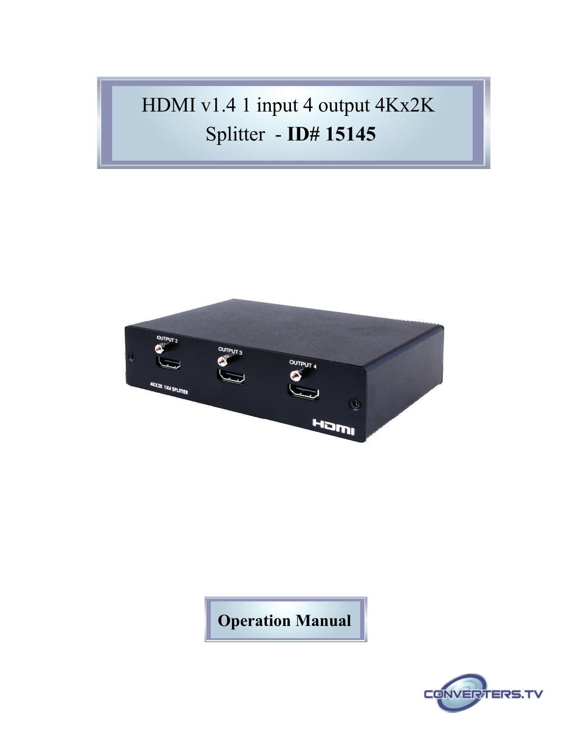# HDMI v1.4 1 input 4 output 4Kx2K Splitter - **ID# 15145**

**Operation Manual**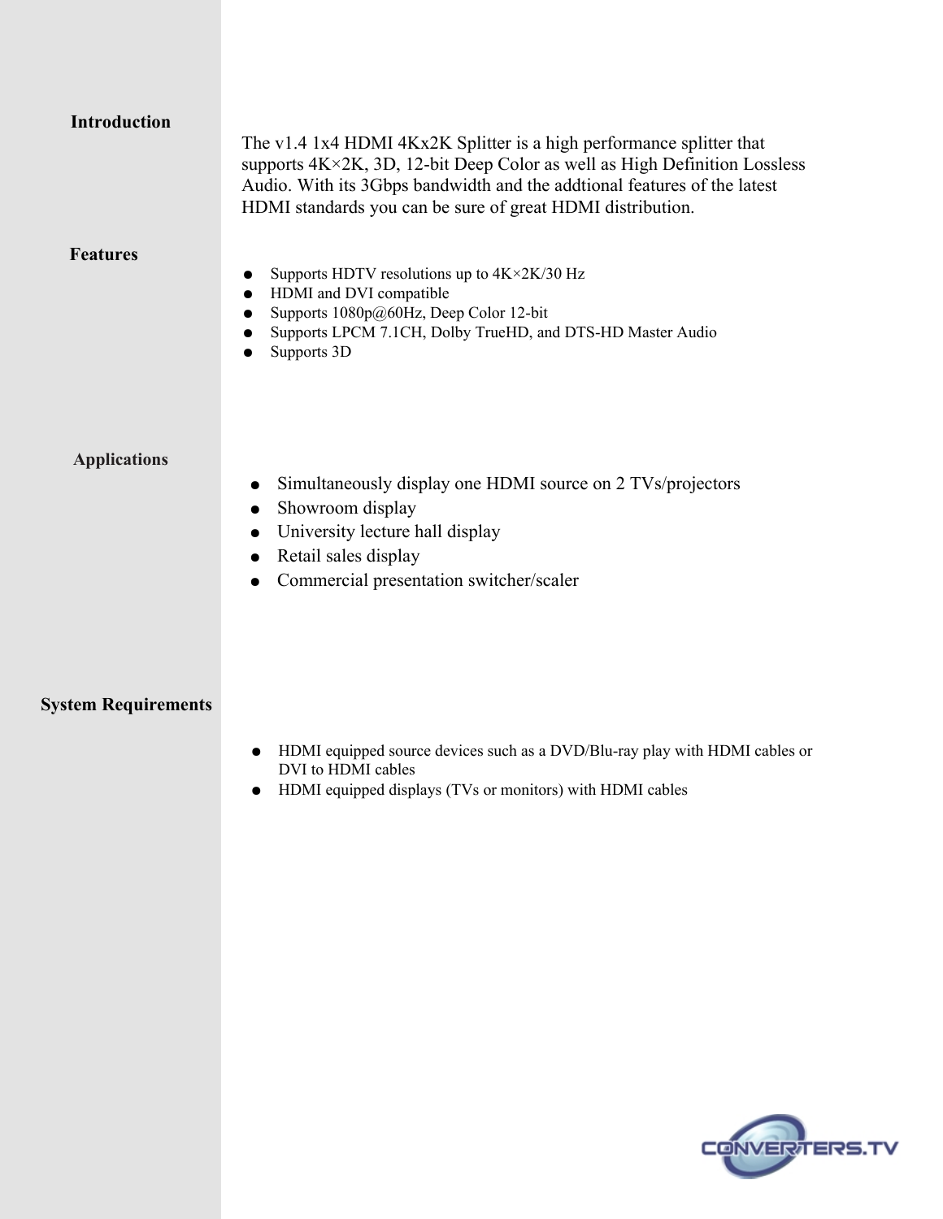## Introduction

The v1.4 1x4 HDMI 4Kx2K Splitter is a high performance splitter that supports 4K×2K, 3D, 12-bit Deep Color as well as High Definition Lossless Audio. With its 3Gbps bandwidth and the addtional features of the latest HDMI standards you can be sure of great HDMI distribution.

## Features

- Supports HDTV resolutions up to 4K×2K/30 Hz
- HDMI and DVI compatible
- Supports 1080p@60Hz, Deep Color 12-bit
- Supports LPCM 7.1CH, Dolby TrueHD, and DTS-HD Master Audio
- Supports 3D

## Applications

- Simultaneously display one HDMI source on 2 TVs/projectors
- Showroom display
- University lecture hall display
- Retail sales display
- Commercial presentation switcher/scaler

## System Requirements

- HDMI equipped source devices such as a DVD/Blu-ray play with HDMI cables or DVI to HDMI cables
- HDMI equipped displays (TVs or monitors) with HDMI cables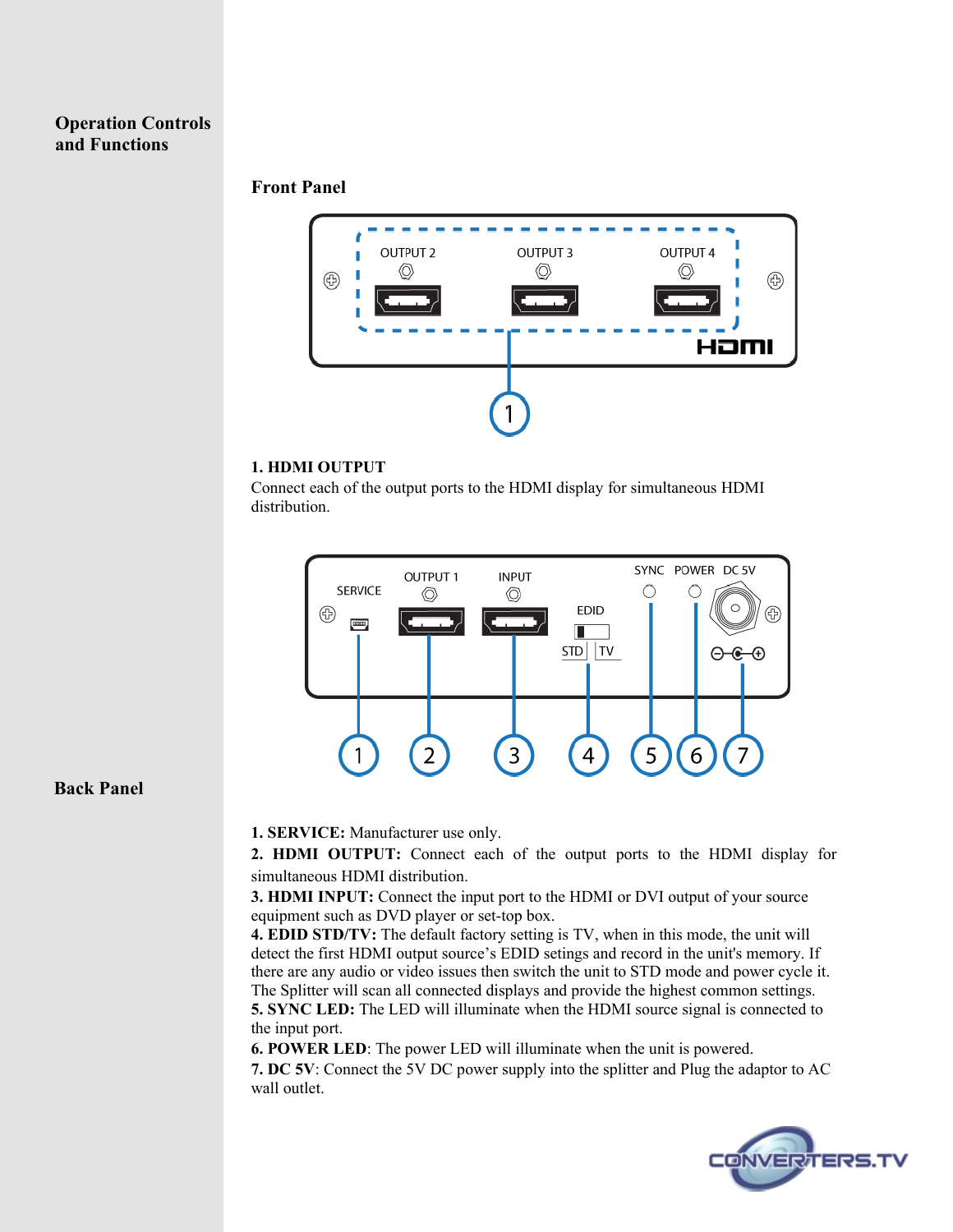## Operation Controls and Functions

### Front Panel

**1. HDMI OUTPUT**
Connect each of the output ports to the HDMI display for simultaneous HDMI distribution.

### Back Panel

**1. SERVICE:** Manufacturer use only.
**2. HDMI OUTPUT:** Connect each of the output ports to the HDMI display for simultaneous HDMI distribution.
**3. HDMI INPUT:** Connect the input port to the HDMI or DVI output of your source equipment such as DVD player or set-top box.
**4. EDID STD/TV:** The default factory setting is TV, when in this mode, the unit will detect the first HDMI output source's EDID setings and record in the unit's memory. If there are any audio or video issues then switch the unit to STD mode and power cycle it. The Splitter will scan all connected displays and provide the highest common settings.
**5. SYNC LED:** The LED will illuminate when the HDMI source signal is connected to the input port.
**6. POWER LED**: The power LED will illuminate when the unit is powered.
**7. DC 5V**: Connect the 5V DC power supply into the splitter and Plug the adaptor to AC wall outlet.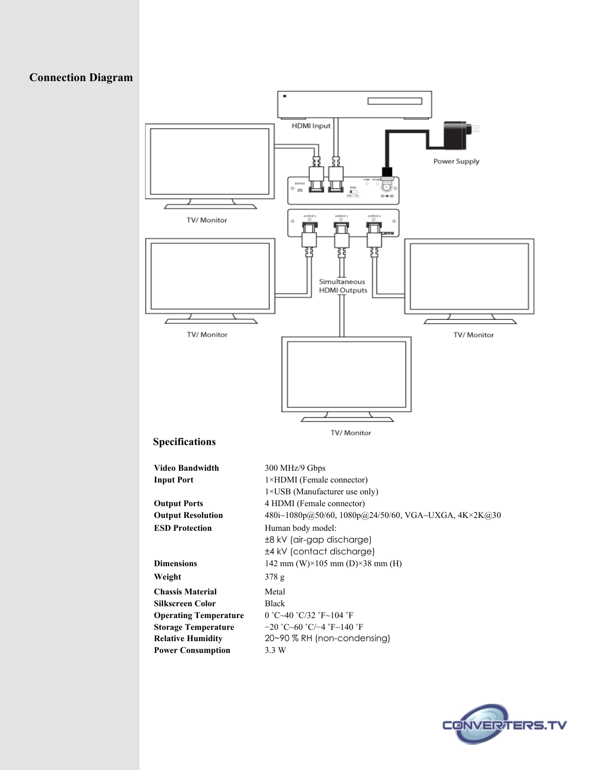## Connection Diagram

HDMI Input

Power Supply

TV/ Monitor

Simultaneous HDMI Outputs

TV/ Monitor

TV/ Monitor

TV/ Monitor

## Specifications

| | |
|---|---|
| **Video Bandwidth** | 300 MHz/9 Gbps |
| **Input Port** | 1×HDMI (Female connector)<br>1×USB (Manufacturer use only) |
| **Output Ports** | 4 HDMI (Female connector) |
| **Output Resolution** | 480i~1080p@50/60, 1080p@24/50/60, VGA~UXGA, 4K×2K@30 |
| **ESD Protection** | Human body model:<br>±8 kV (air-gap discharge)<br>±4 kV (contact discharge) |
| **Dimensions** | 142 mm (W)×105 mm (D)×38 mm (H) |
| **Weight** | 378 g |
| **Chassis Material** | Metal |
| **Silkscreen Color** | Black |
| **Operating Temperature** | 0 ˚C~40 ˚C/32 ˚F~104 ˚F |
| **Storage Temperature** | −20 ˚C~60 ˚C/−4 ˚F~140 ˚F |
| **Relative Humidity** | 20~90 % RH (non-condensing) |
| **Power Consumption** | 3.3 W |